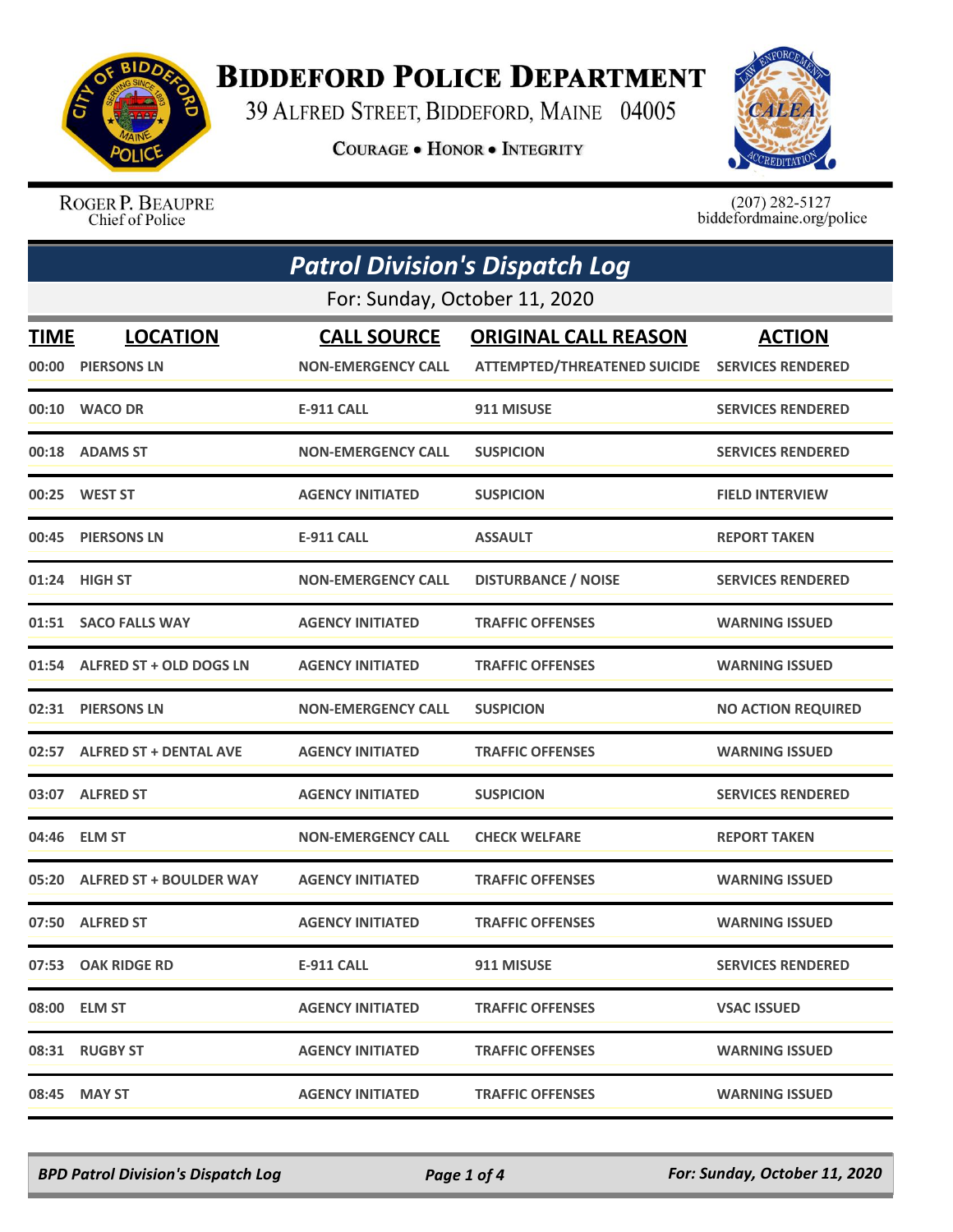# BIDDEFORD POLICE DEPARTMENT

39 ALFRED STREET, BIDDEFORD, MAINE 04005

COURAGE • HONOR • INTEGRITY

ROGER P. BEAUPRE
Chief of Police

(207) 282-5127
biddefordmaine.org/police

## Patrol Division's Dispatch Log

For: Sunday, October 11, 2020

| TIME | LOCATION | CALL SOURCE | ORIGINAL CALL REASON | ACTION |
|---|---|---|---|---|
| 00:00 | PIERSONS LN | NON-EMERGENCY CALL | ATTEMPTED/THREATENED SUICIDE | SERVICES RENDERED |
| 00:10 | WACO DR | E-911 CALL | 911 MISUSE | SERVICES RENDERED |
| 00:18 | ADAMS ST | NON-EMERGENCY CALL | SUSPICION | SERVICES RENDERED |
| 00:25 | WEST ST | AGENCY INITIATED | SUSPICION | FIELD INTERVIEW |
| 00:45 | PIERSONS LN | E-911 CALL | ASSAULT | REPORT TAKEN |
| 01:24 | HIGH ST | NON-EMERGENCY CALL | DISTURBANCE / NOISE | SERVICES RENDERED |
| 01:51 | SACO FALLS WAY | AGENCY INITIATED | TRAFFIC OFFENSES | WARNING ISSUED |
| 01:54 | ALFRED ST + OLD DOGS LN | AGENCY INITIATED | TRAFFIC OFFENSES | WARNING ISSUED |
| 02:31 | PIERSONS LN | NON-EMERGENCY CALL | SUSPICION | NO ACTION REQUIRED |
| 02:57 | ALFRED ST + DENTAL AVE | AGENCY INITIATED | TRAFFIC OFFENSES | WARNING ISSUED |
| 03:07 | ALFRED ST | AGENCY INITIATED | SUSPICION | SERVICES RENDERED |
| 04:46 | ELM ST | NON-EMERGENCY CALL | CHECK WELFARE | REPORT TAKEN |
| 05:20 | ALFRED ST + BOULDER WAY | AGENCY INITIATED | TRAFFIC OFFENSES | WARNING ISSUED |
| 07:50 | ALFRED ST | AGENCY INITIATED | TRAFFIC OFFENSES | WARNING ISSUED |
| 07:53 | OAK RIDGE RD | E-911 CALL | 911 MISUSE | SERVICES RENDERED |
| 08:00 | ELM ST | AGENCY INITIATED | TRAFFIC OFFENSES | VSAC ISSUED |
| 08:31 | RUGBY ST | AGENCY INITIATED | TRAFFIC OFFENSES | WARNING ISSUED |
| 08:45 | MAY ST | AGENCY INITIATED | TRAFFIC OFFENSES | WARNING ISSUED |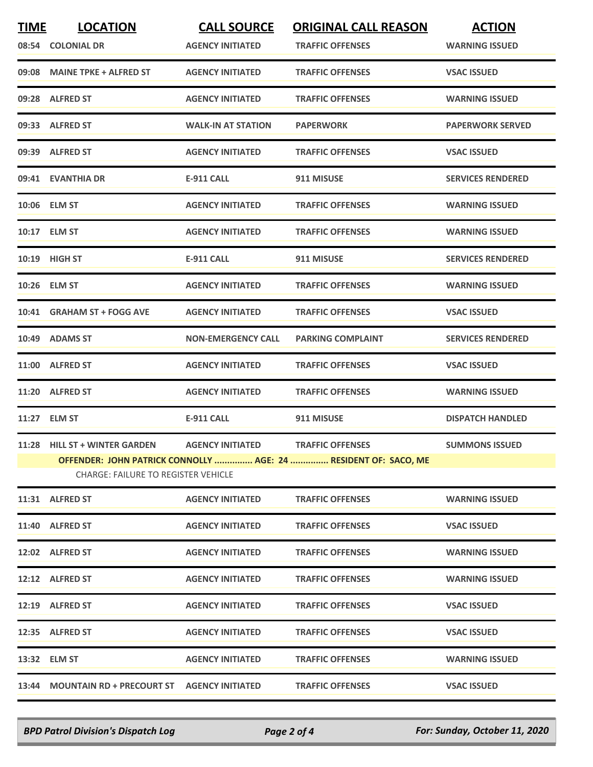| TIME | LOCATION | CALL SOURCE | ORIGINAL CALL REASON | ACTION |
|---|---|---|---|---|
| 08:54 | COLONIAL DR | AGENCY INITIATED | TRAFFIC OFFENSES | WARNING ISSUED |
| 09:08 | MAINE TPKE + ALFRED ST | AGENCY INITIATED | TRAFFIC OFFENSES | VSAC ISSUED |
| 09:28 | ALFRED ST | AGENCY INITIATED | TRAFFIC OFFENSES | WARNING ISSUED |
| 09:33 | ALFRED ST | WALK-IN AT STATION | PAPERWORK | PAPERWORK SERVED |
| 09:39 | ALFRED ST | AGENCY INITIATED | TRAFFIC OFFENSES | VSAC ISSUED |
| 09:41 | EVANTHIA DR | E-911 CALL | 911 MISUSE | SERVICES RENDERED |
| 10:06 | ELM ST | AGENCY INITIATED | TRAFFIC OFFENSES | WARNING ISSUED |
| 10:17 | ELM ST | AGENCY INITIATED | TRAFFIC OFFENSES | WARNING ISSUED |
| 10:19 | HIGH ST | E-911 CALL | 911 MISUSE | SERVICES RENDERED |
| 10:26 | ELM ST | AGENCY INITIATED | TRAFFIC OFFENSES | WARNING ISSUED |
| 10:41 | GRAHAM ST + FOGG AVE | AGENCY INITIATED | TRAFFIC OFFENSES | VSAC ISSUED |
| 10:49 | ADAMS ST | NON-EMERGENCY CALL | PARKING COMPLAINT | SERVICES RENDERED |
| 11:00 | ALFRED ST | AGENCY INITIATED | TRAFFIC OFFENSES | VSAC ISSUED |
| 11:20 | ALFRED ST | AGENCY INITIATED | TRAFFIC OFFENSES | WARNING ISSUED |
| 11:27 | ELM ST | E-911 CALL | 911 MISUSE | DISPATCH HANDLED |
| 11:28 | HILL ST + WINTER GARDEN | AGENCY INITIATED | TRAFFIC OFFENSES | SUMMONS ISSUED |
| | OFFENDER: JOHN PATRICK CONNOLLY ............... AGE: 24 ............... RESIDENT OF: SACO, ME | | | |
| | CHARGE: FAILURE TO REGISTER VEHICLE | | | |
| 11:31 | ALFRED ST | AGENCY INITIATED | TRAFFIC OFFENSES | WARNING ISSUED |
| 11:40 | ALFRED ST | AGENCY INITIATED | TRAFFIC OFFENSES | VSAC ISSUED |
| 12:02 | ALFRED ST | AGENCY INITIATED | TRAFFIC OFFENSES | WARNING ISSUED |
| 12:12 | ALFRED ST | AGENCY INITIATED | TRAFFIC OFFENSES | WARNING ISSUED |
| 12:19 | ALFRED ST | AGENCY INITIATED | TRAFFIC OFFENSES | VSAC ISSUED |
| 12:35 | ALFRED ST | AGENCY INITIATED | TRAFFIC OFFENSES | VSAC ISSUED |
| 13:32 | ELM ST | AGENCY INITIATED | TRAFFIC OFFENSES | WARNING ISSUED |
| 13:44 | MOUNTAIN RD + PRECOURT ST | AGENCY INITIATED | TRAFFIC OFFENSES | VSAC ISSUED |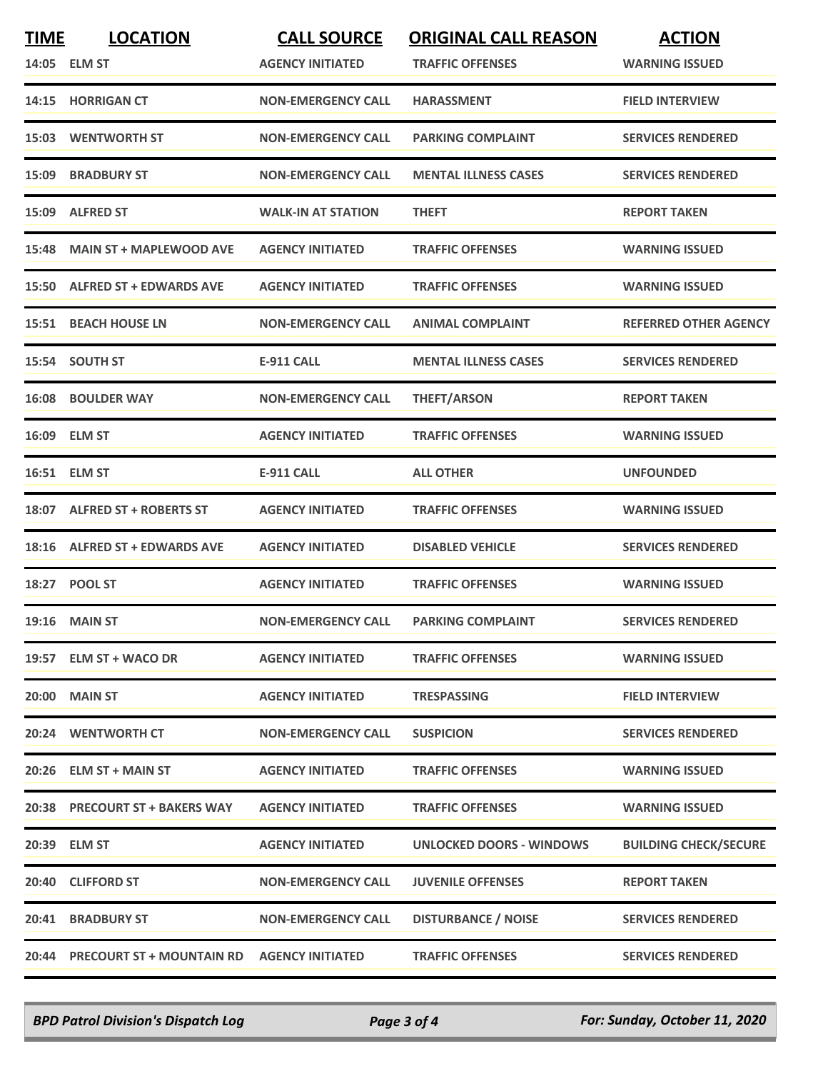| TIME | LOCATION | CALL SOURCE | ORIGINAL CALL REASON | ACTION |
|---|---|---|---|---|
| 14:05 | ELM ST | AGENCY INITIATED | TRAFFIC OFFENSES | WARNING ISSUED |
| 14:15 | HORRIGAN CT | NON-EMERGENCY CALL | HARASSMENT | FIELD INTERVIEW |
| 15:03 | WENTWORTH ST | NON-EMERGENCY CALL | PARKING COMPLAINT | SERVICES RENDERED |
| 15:09 | BRADBURY ST | NON-EMERGENCY CALL | MENTAL ILLNESS CASES | SERVICES RENDERED |
| 15:09 | ALFRED ST | WALK-IN AT STATION | THEFT | REPORT TAKEN |
| 15:48 | MAIN ST + MAPLEWOOD AVE | AGENCY INITIATED | TRAFFIC OFFENSES | WARNING ISSUED |
| 15:50 | ALFRED ST + EDWARDS AVE | AGENCY INITIATED | TRAFFIC OFFENSES | WARNING ISSUED |
| 15:51 | BEACH HOUSE LN | NON-EMERGENCY CALL | ANIMAL COMPLAINT | REFERRED OTHER AGENCY |
| 15:54 | SOUTH ST | E-911 CALL | MENTAL ILLNESS CASES | SERVICES RENDERED |
| 16:08 | BOULDER WAY | NON-EMERGENCY CALL | THEFT/ARSON | REPORT TAKEN |
| 16:09 | ELM ST | AGENCY INITIATED | TRAFFIC OFFENSES | WARNING ISSUED |
| 16:51 | ELM ST | E-911 CALL | ALL OTHER | UNFOUNDED |
| 18:07 | ALFRED ST + ROBERTS ST | AGENCY INITIATED | TRAFFIC OFFENSES | WARNING ISSUED |
| 18:16 | ALFRED ST + EDWARDS AVE | AGENCY INITIATED | DISABLED VEHICLE | SERVICES RENDERED |
| 18:27 | POOL ST | AGENCY INITIATED | TRAFFIC OFFENSES | WARNING ISSUED |
| 19:16 | MAIN ST | NON-EMERGENCY CALL | PARKING COMPLAINT | SERVICES RENDERED |
| 19:57 | ELM ST + WACO DR | AGENCY INITIATED | TRAFFIC OFFENSES | WARNING ISSUED |
| 20:00 | MAIN ST | AGENCY INITIATED | TRESPASSING | FIELD INTERVIEW |
| 20:24 | WENTWORTH CT | NON-EMERGENCY CALL | SUSPICION | SERVICES RENDERED |
| 20:26 | ELM ST + MAIN ST | AGENCY INITIATED | TRAFFIC OFFENSES | WARNING ISSUED |
| 20:38 | PRECOURT ST + BAKERS WAY | AGENCY INITIATED | TRAFFIC OFFENSES | WARNING ISSUED |
| 20:39 | ELM ST | AGENCY INITIATED | UNLOCKED DOORS - WINDOWS | BUILDING CHECK/SECURE |
| 20:40 | CLIFFORD ST | NON-EMERGENCY CALL | JUVENILE OFFENSES | REPORT TAKEN |
| 20:41 | BRADBURY ST | NON-EMERGENCY CALL | DISTURBANCE / NOISE | SERVICES RENDERED |
| 20:44 | PRECOURT ST + MOUNTAIN RD | AGENCY INITIATED | TRAFFIC OFFENSES | SERVICES RENDERED |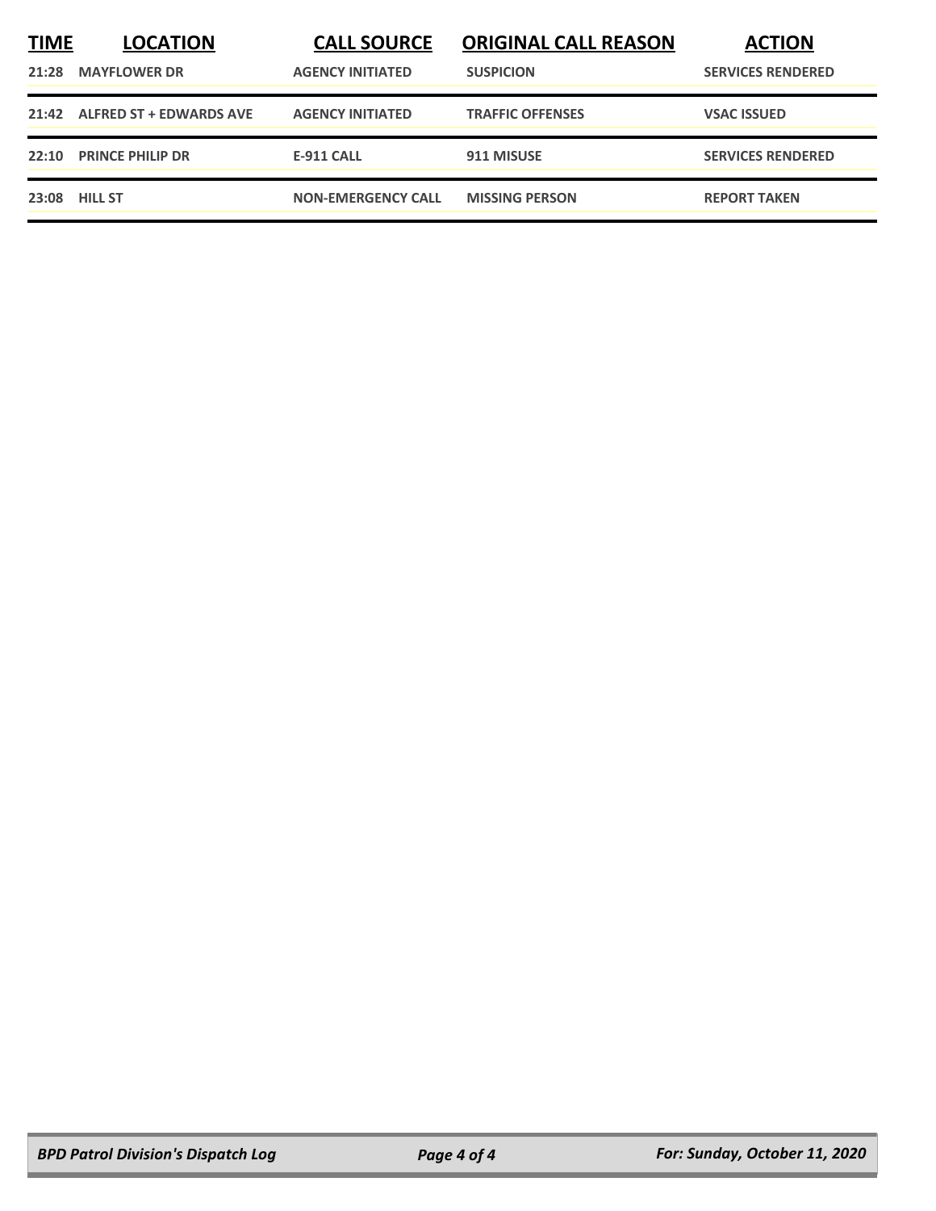| TIME | LOCATION | CALL SOURCE | ORIGINAL CALL REASON | ACTION |
|---|---|---|---|---|
| 21:28 | MAYFLOWER DR | AGENCY INITIATED | SUSPICION | SERVICES RENDERED |
| 21:42 | ALFRED ST + EDWARDS AVE | AGENCY INITIATED | TRAFFIC OFFENSES | VSAC ISSUED |
| 22:10 | PRINCE PHILIP DR | E-911 CALL | 911 MISUSE | SERVICES RENDERED |
| 23:08 | HILL ST | NON-EMERGENCY CALL | MISSING PERSON | REPORT TAKEN |